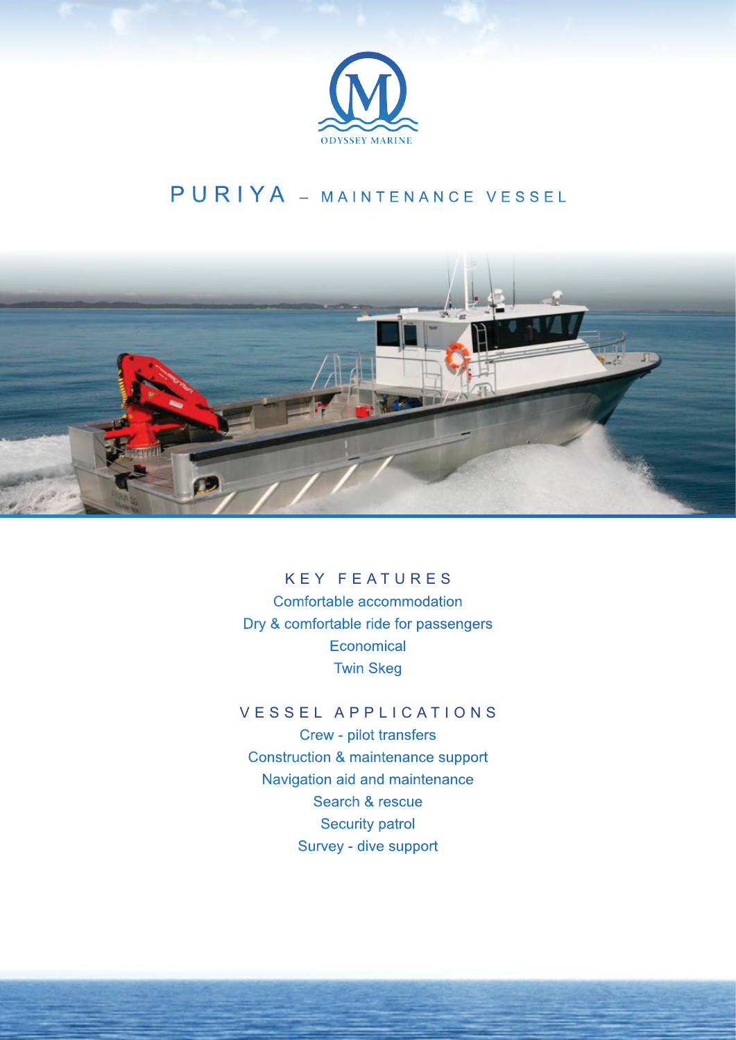ODYSSEY MARINE

# PURIYA – MAINTENANCE VESSEL

## KEY FEATURES

Comfortable accommodation
Dry & comfortable ride for passengers
Economical
Twin Skeg

## VESSEL APPLICATIONS

Crew - pilot transfers
Construction & maintenance support
Navigation aid and maintenance
Search & rescue
Security patrol
Survey - dive support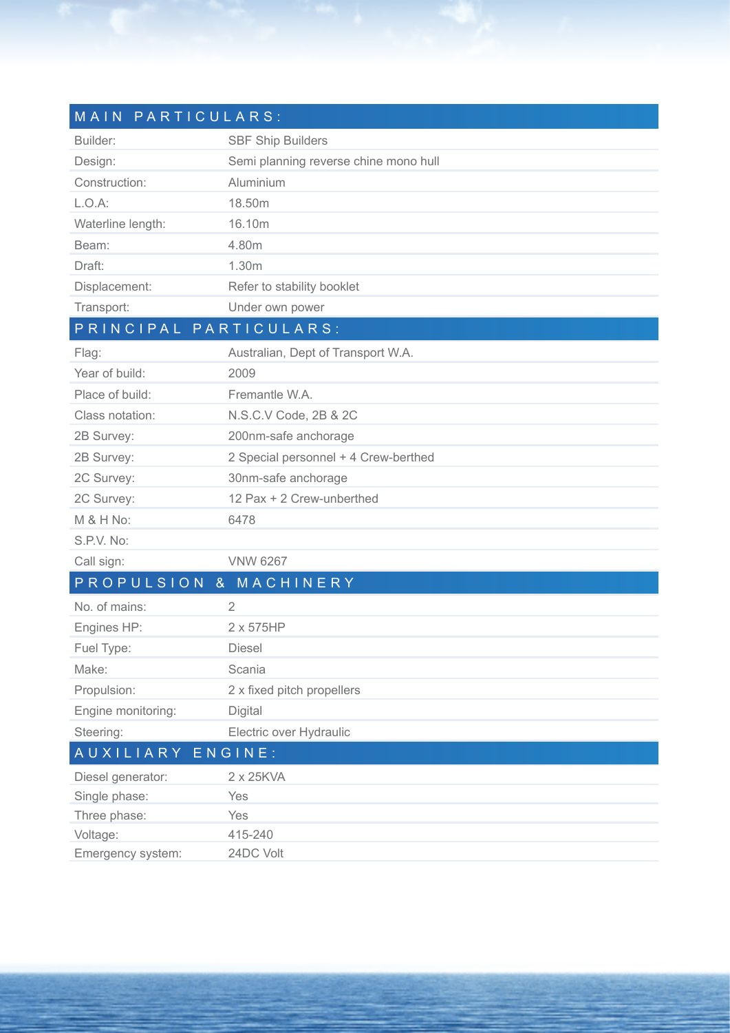## MAIN PARTICULARS:

| | |
|---|---|
| Builder: | SBF Ship Builders |
| Design: | Semi planning reverse chine mono hull |
| Construction: | Aluminium |
| L.O.A: | 18.50m |
| Waterline length: | 16.10m |
| Beam: | 4.80m |
| Draft: | 1.30m |
| Displacement: | Refer to stability booklet |
| Transport: | Under own power |

## PRINCIPAL PARTICULARS:

| | |
|---|---|
| Flag: | Australian, Dept of Transport W.A. |
| Year of build: | 2009 |
| Place of build: | Fremantle W.A. |
| Class notation: | N.S.C.V Code, 2B & 2C |
| 2B Survey: | 200nm-safe anchorage |
| 2B Survey: | 2 Special personnel + 4 Crew-berthed |
| 2C Survey: | 30nm-safe anchorage |
| 2C Survey: | 12 Pax + 2 Crew-unberthed |
| M & H No: | 6478 |
| S.P.V. No: | |
| Call sign: | VNW 6267 |

## PROPULSION & MACHINERY

| | |
|---|---|
| No. of mains: | 2 |
| Engines HP: | 2 x 575HP |
| Fuel Type: | Diesel |
| Make: | Scania |
| Propulsion: | 2 x fixed pitch propellers |
| Engine monitoring: | Digital |
| Steering: | Electric over Hydraulic |

## AUXILIARY ENGINE:

| | |
|---|---|
| Diesel generator: | 2 x 25KVA |
| Single phase: | Yes |
| Three phase: | Yes |
| Voltage: | 415-240 |
| Emergency system: | 24DC Volt |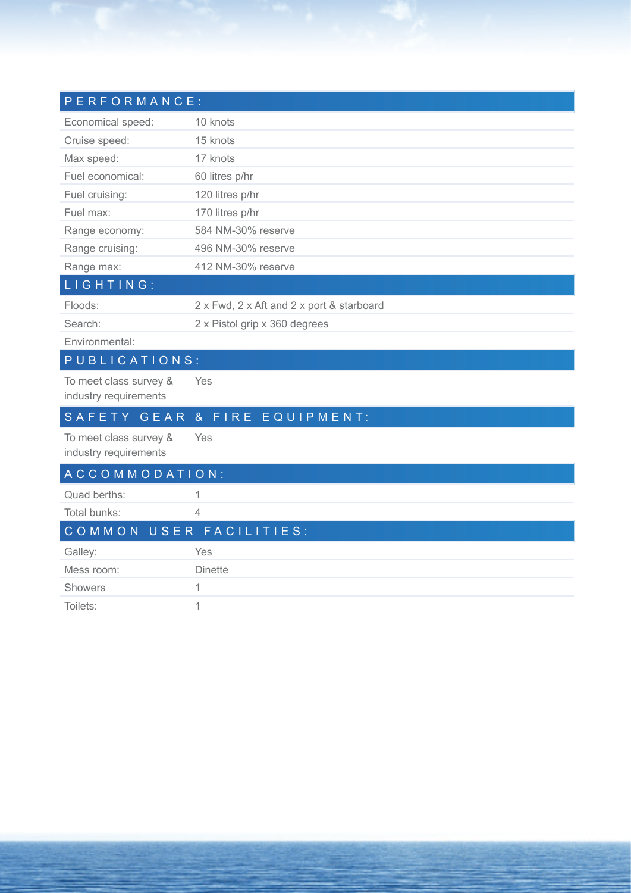## PERFORMANCE:

| | |
|---|---|
| Economical speed: | 10 knots |
| Cruise speed: | 15 knots |
| Max speed: | 17 knots |
| Fuel economical: | 60 litres p/hr |
| Fuel cruising: | 120 litres p/hr |
| Fuel max: | 170 litres p/hr |
| Range economy: | 584 NM-30% reserve |
| Range cruising: | 496 NM-30% reserve |
| Range max: | 412 NM-30% reserve |

## LIGHTING:

| | |
|---|---|
| Floods: | 2 x Fwd, 2 x Aft and 2 x port & starboard |
| Search: | 2 x Pistol grip x 360 degrees |
| Environmental: | |

## PUBLICATIONS:

| | |
|---|---|
| To meet class survey & industry requirements | Yes |

## SAFETY GEAR & FIRE EQUIPMENT:

| | |
|---|---|
| To meet class survey & industry requirements | Yes |

## ACCOMMODATION:

| | |
|---|---|
| Quad berths: | 1 |
| Total bunks: | 4 |

## COMMON USER FACILITIES:

| | |
|---|---|
| Galley: | Yes |
| Mess room: | Dinette |
| Showers | 1 |
| Toilets: | 1 |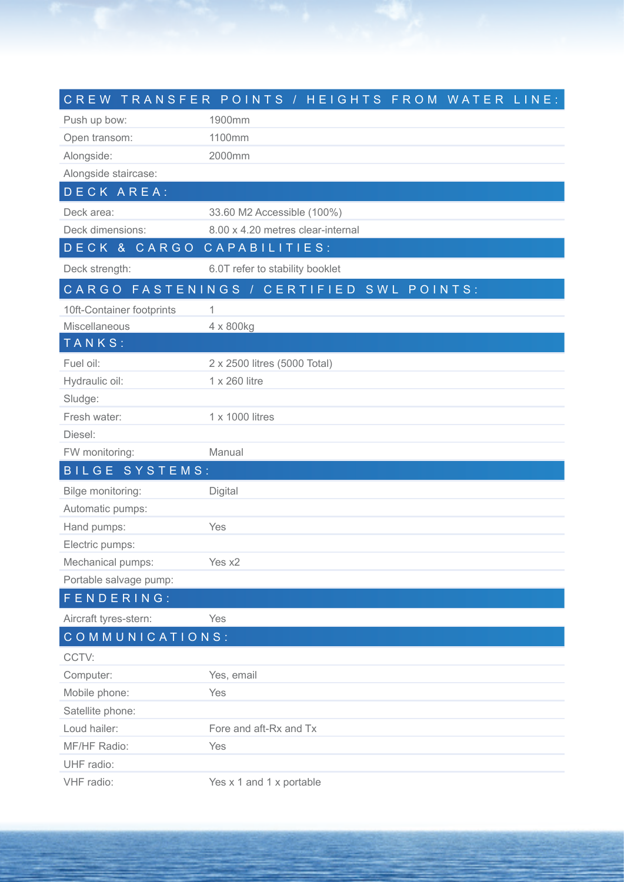## CREW TRANSFER POINTS / HEIGHTS FROM WATER LINE:

| | |
|---|---|
| Push up bow: | 1900mm |
| Open transom: | 1100mm |
| Alongside: | 2000mm |
| Alongside staircase: | |

## DECK AREA:

| | |
|---|---|
| Deck area: | 33.60 M2 Accessible (100%) |
| Deck dimensions: | 8.00 x 4.20 metres clear-internal |

## DECK & CARGO CAPABILITIES:

| | |
|---|---|
| Deck strength: | 6.0T refer to stability booklet |

## CARGO FASTENINGS / CERTIFIED SWL POINTS:

| | |
|---|---|
| 10ft-Container footprints | 1 |
| Miscellaneous | 4 x 800kg |

## TANKS:

| | |
|---|---|
| Fuel oil: | 2 x 2500 litres (5000 Total) |
| Hydraulic oil: | 1 x 260 litre |
| Sludge: | |
| Fresh water: | 1 x 1000 litres |
| Diesel: | |
| FW monitoring: | Manual |

## BILGE SYSTEMS:

| | |
|---|---|
| Bilge monitoring: | Digital |
| Automatic pumps: | |
| Hand pumps: | Yes |
| Electric pumps: | |
| Mechanical pumps: | Yes x2 |
| Portable salvage pump: | |

## FENDERING:

| | |
|---|---|
| Aircraft tyres-stern: | Yes |

## COMMUNICATIONS:

| | |
|---|---|
| CCTV: | |
| Computer: | Yes, email |
| Mobile phone: | Yes |
| Satellite phone: | |
| Loud hailer: | Fore and aft-Rx and Tx |
| MF/HF Radio: | Yes |
| UHF radio: | |
| VHF radio: | Yes x 1 and 1 x portable |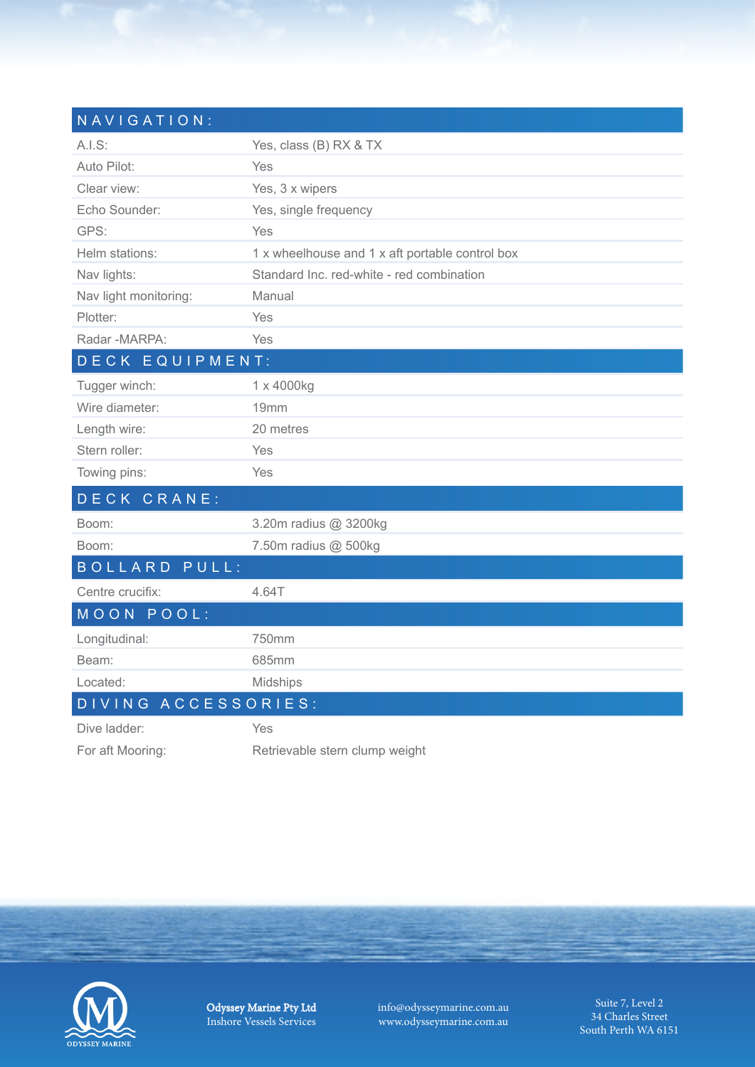## NAVIGATION:

| | |
|---|---|
| A.I.S: | Yes, class (B) RX & TX |
| Auto Pilot: | Yes |
| Clear view: | Yes, 3 x wipers |
| Echo Sounder: | Yes, single frequency |
| GPS: | Yes |
| Helm stations: | 1 x wheelhouse and 1 x aft portable control box |
| Nav lights: | Standard Inc. red-white - red combination |
| Nav light monitoring: | Manual |
| Plotter: | Yes |
| Radar -MARPA: | Yes |

## DECK EQUIPMENT:

| | |
|---|---|
| Tugger winch: | 1 x 4000kg |
| Wire diameter: | 19mm |
| Length wire: | 20 metres |
| Stern roller: | Yes |
| Towing pins: | Yes |

## DECK CRANE:

| | |
|---|---|
| Boom: | 3.20m radius @ 3200kg |
| Boom: | 7.50m radius @ 500kg |

## BOLLARD PULL:

| | |
|---|---|
| Centre crucifix: | 4.64T |

## MOON POOL:

| | |
|---|---|
| Longitudinal: | 750mm |
| Beam: | 685mm |
| Located: | Midships |

## DIVING ACCESSORIES:

| | |
|---|---|
| Dive ladder: | Yes |
| For aft Mooring: | Retrievable stern clump weight |

ODYSSEY MARINE

**Odyssey Marine Pty Ltd**
Inshore Vessels Services

info@odysseymarine.com.au
www.odysseymarine.com.au

Suite 7, Level 2
34 Charles Street
South Perth WA 6151